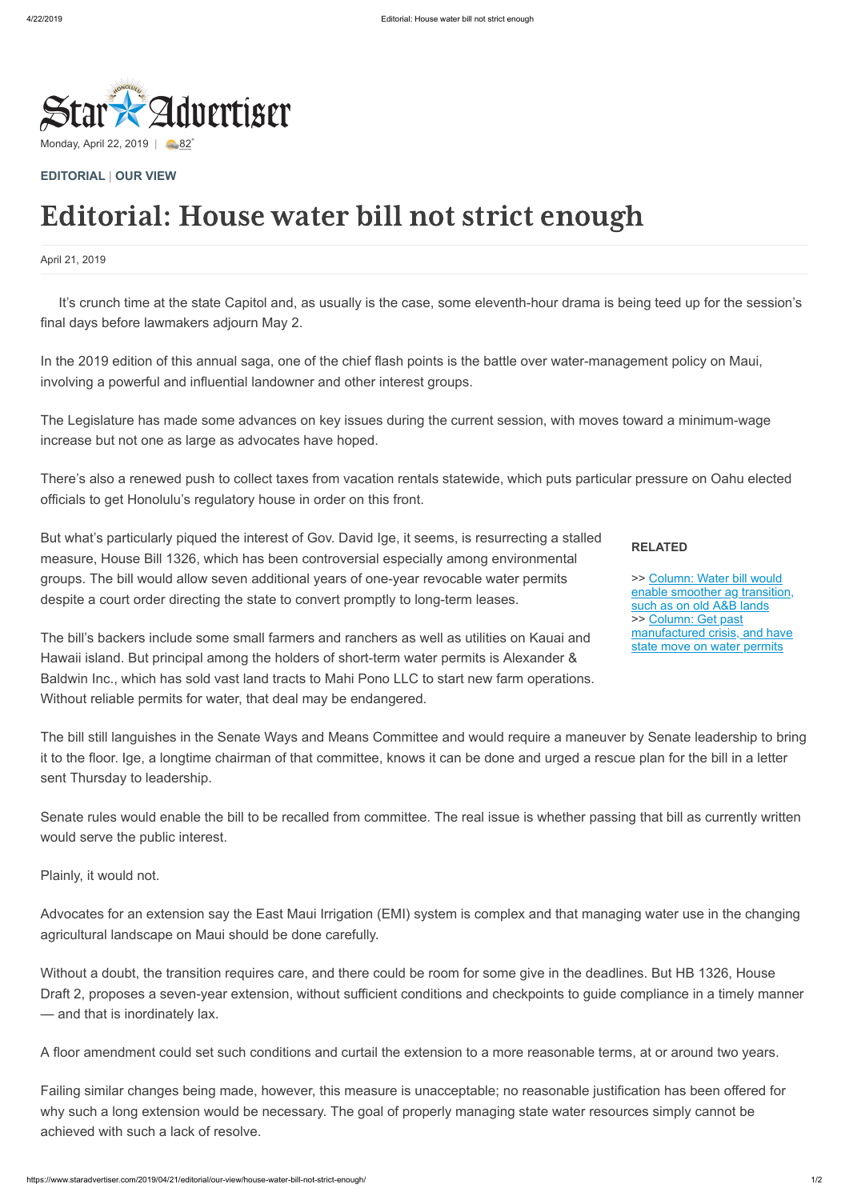Monday, April 22, 2019 | 82°

**EDITORIAL** | **OUR VIEW**

# Editorial: House water bill not strict enough

April 21, 2019

It's crunch time at the state Capitol and, as usually is the case, some eleventh-hour drama is being teed up for the session's final days before lawmakers adjourn May 2.

In the 2019 edition of this annual saga, one of the chief flash points is the battle over water-management policy on Maui, involving a powerful and influential landowner and other interest groups.

The Legislature has made some advances on key issues during the current session, with moves toward a minimum-wage increase but not one as large as advocates have hoped.

There's also a renewed push to collect taxes from vacation rentals statewide, which puts particular pressure on Oahu elected officials to get Honolulu's regulatory house in order on this front.

But what's particularly piqued the interest of Gov. David Ige, it seems, is resurrecting a stalled measure, House Bill 1326, which has been controversial especially among environmental groups. The bill would allow seven additional years of one-year revocable water permits despite a court order directing the state to convert promptly to long-term leases.

The bill's backers include some small farmers and ranchers as well as utilities on Kauai and Hawaii island. But principal among the holders of short-term water permits is Alexander & Baldwin Inc., which has sold vast land tracts to Mahi Pono LLC to start new farm operations. Without reliable permits for water, that deal may be endangered.

**RELATED**

>> Column: Water bill would enable smoother ag transition, such as on old A&B lands
>> Column: Get past manufactured crisis, and have state move on water permits

The bill still languishes in the Senate Ways and Means Committee and would require a maneuver by Senate leadership to bring it to the floor. Ige, a longtime chairman of that committee, knows it can be done and urged a rescue plan for the bill in a letter sent Thursday to leadership.

Senate rules would enable the bill to be recalled from committee. The real issue is whether passing that bill as currently written would serve the public interest.

Plainly, it would not.

Advocates for an extension say the East Maui Irrigation (EMI) system is complex and that managing water use in the changing agricultural landscape on Maui should be done carefully.

Without a doubt, the transition requires care, and there could be room for some give in the deadlines. But HB 1326, House Draft 2, proposes a seven-year extension, without sufficient conditions and checkpoints to guide compliance in a timely manner — and that is inordinately lax.

A floor amendment could set such conditions and curtail the extension to a more reasonable terms, at or around two years.

Failing similar changes being made, however, this measure is unacceptable; no reasonable justification has been offered for why such a long extension would be necessary. The goal of properly managing state water resources simply cannot be achieved with such a lack of resolve.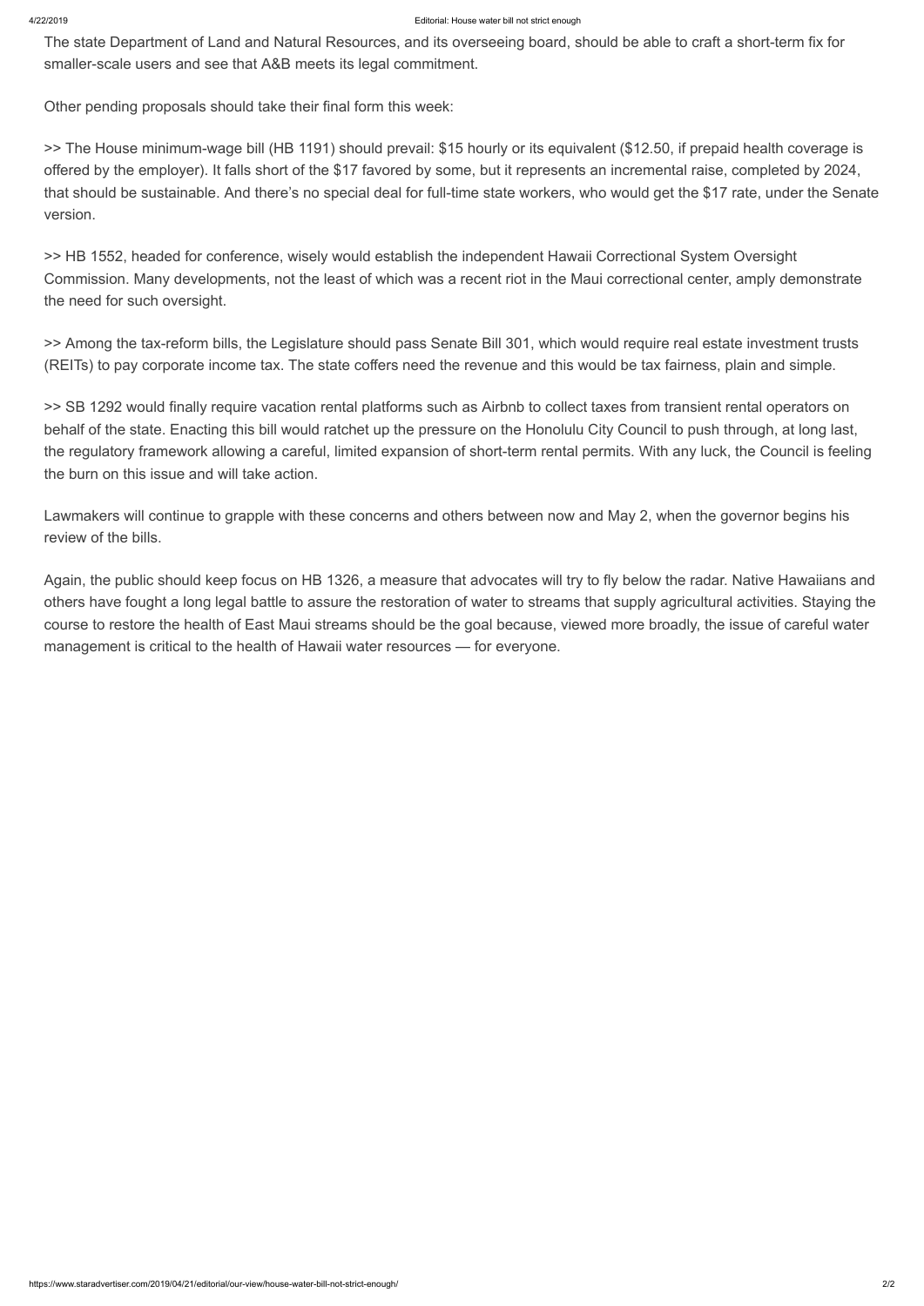The state Department of Land and Natural Resources, and its overseeing board, should be able to craft a short-term fix for smaller-scale users and see that A&B meets its legal commitment.

Other pending proposals should take their final form this week:

>> The House minimum-wage bill (HB 1191) should prevail: $15 hourly or its equivalent ($12.50, if prepaid health coverage is offered by the employer). It falls short of the $17 favored by some, but it represents an incremental raise, completed by 2024, that should be sustainable. And there's no special deal for full-time state workers, who would get the $17 rate, under the Senate version.

>> HB 1552, headed for conference, wisely would establish the independent Hawaii Correctional System Oversight Commission. Many developments, not the least of which was a recent riot in the Maui correctional center, amply demonstrate the need for such oversight.

>> Among the tax-reform bills, the Legislature should pass Senate Bill 301, which would require real estate investment trusts (REITs) to pay corporate income tax. The state coffers need the revenue and this would be tax fairness, plain and simple.

>> SB 1292 would finally require vacation rental platforms such as Airbnb to collect taxes from transient rental operators on behalf of the state. Enacting this bill would ratchet up the pressure on the Honolulu City Council to push through, at long last, the regulatory framework allowing a careful, limited expansion of short-term rental permits. With any luck, the Council is feeling the burn on this issue and will take action.

Lawmakers will continue to grapple with these concerns and others between now and May 2, when the governor begins his review of the bills.

Again, the public should keep focus on HB 1326, a measure that advocates will try to fly below the radar. Native Hawaiians and others have fought a long legal battle to assure the restoration of water to streams that supply agricultural activities. Staying the course to restore the health of East Maui streams should be the goal because, viewed more broadly, the issue of careful water management is critical to the health of Hawaii water resources — for everyone.